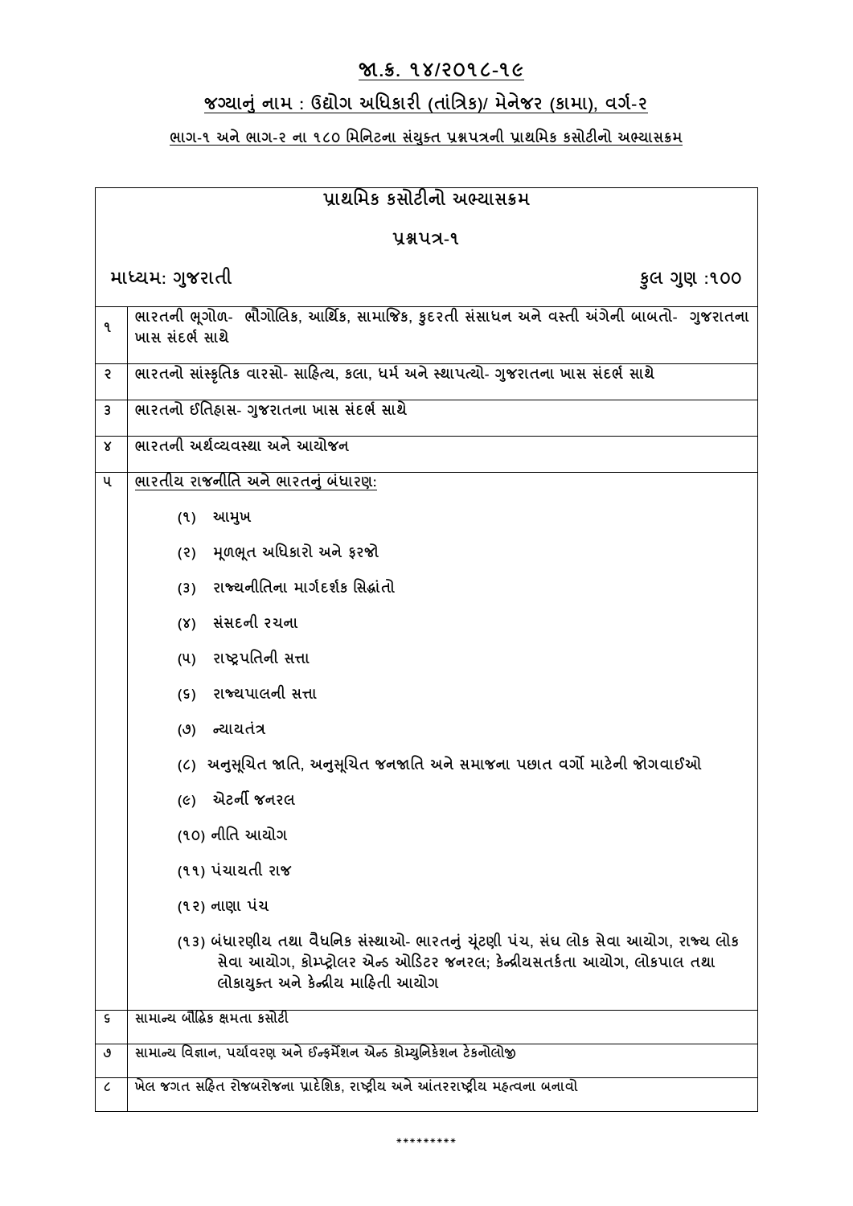## જા.ક્ર. ૧૪/૨૦૧૮-૧૯

## જગ્યાનું નામ : ઉદ્યોગ અધિકારી (તાંત્રિક)/ મેનેજર (કામા), વર્ગ-૨

### ભાગ-૧ અને ભાગ-૨ ના ૧૮૦ મિનિટના સંયુક્ત પ્રશ્નપત્રની પ્રાથમિક કસોટીનો અભ્યાસક્રમ

| પ્રાથમિક કસોટીનો અભ્યાસક્રમ | |
|---|---|
| **પ્રશ્નપત્ર-૧** | |
| **માધ્યમ: ગુજરાતી** | **કુલ ગુણ :૧૦૦** |
| ૧ | ભારતની ભૂગોળ- ભૌગોલિક, આર્થિક, સામાજિક, કુદરતી સંસાધન અને વસ્તી અંગેની બાબતો- ગુજરાતના ખાસ સંદર્ભ સાથે |
| ૨ | ભારતનો સાંસ્કૃતિક વારસો- સાહિત્ય, કલા, ધર્મ અને સ્થાપત્યો- ગુજરાતના ખાસ સંદર્ભ સાથે |
| ૩ | ભારતનો ઈતિહાસ- ગુજરાતના ખાસ સંદર્ભ સાથે |
| ૪ | ભારતની અર્થવ્યવસ્થા અને આયોજન |
| ૫ | <u>ભારતીય રાજનીતિ અને ભારતનું બંધારણ:</u><br>(૧) આમુખ<br>(૨) મૂળભૂત અધિકારો અને ફરજો<br>(૩) રાજ્યનીતિના માર્ગદર્શક સિદ્ધાંતો<br>(૪) સંસદની રચના<br>(૫) રાષ્ટ્રપતિની સત્તા<br>(૬) રાજ્યપાલની સત્તા<br>(૭) ન્યાયતંત્ર<br>(૮) અનુસૂચિત જાતિ, અનુસૂચિત જનજાતિ અને સમાજના પછાત વર્ગો માટેની જોગવાઈઓ<br>(૯) એટર્ની જનરલ<br>(૧૦) નીતિ આયોગ<br>(૧૧) પંચાયતી રાજ<br>(૧૨) નાણા પંચ<br>(૧૩) બંધારણીય તથા વૈધનિક સંસ્થાઓ- ભારતનું ચૂંટણી પંચ, સંઘ લોક સેવા આયોગ, રાજ્ય લોક સેવા આયોગ, કોમ્પ્ટ્રોલર એન્ડ ઓડિટર જનરલ; કેન્દ્રીયસતર્કતા આયોગ, લોકપાલ તથા લોકાયુક્ત અને કેન્દ્રીય માહિતી આયોગ |
| ૬ | સામાન્ય બૌદ્ધિક ક્ષમતા કસોટી |
| ૭ | સામાન્ય વિજ્ઞાન, પર્યાવરણ અને ઈન્ફર્મેશન એન્ડ કોમ્યુનિકેશન ટેકનોલોજી |
| ૮ | ખેલ જગત સહિત રોજબરોજના પ્રાદેશિક, રાષ્ટ્રીય અને આંતરરાષ્ટ્રીય મહત્વના બનાવો |

*********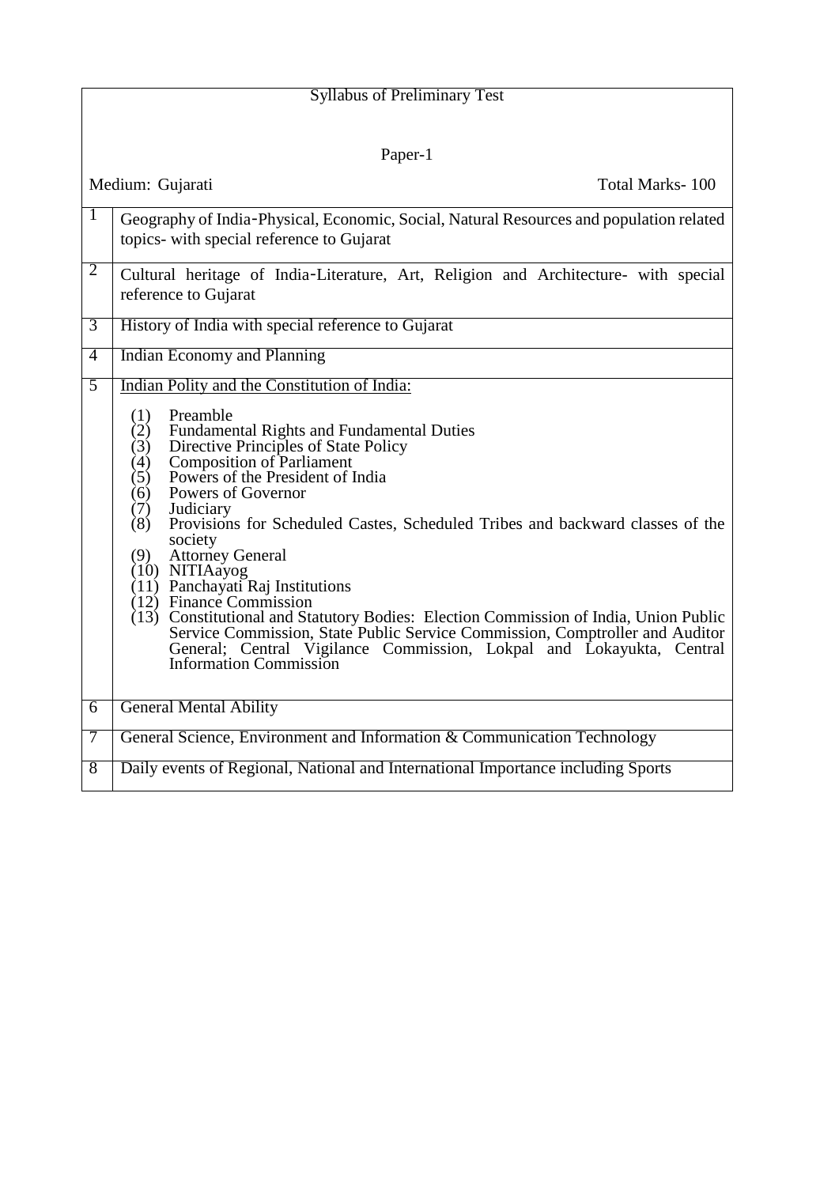## Syllabus of Preliminary Test

### Paper-1

Medium: Gujarati | Total Marks- 100

| | |
|---|---|
| 1 | Geography of India-Physical, Economic, Social, Natural Resources and population related topics- with special reference to Gujarat |
| 2 | Cultural heritage of India-Literature, Art, Religion and Architecture- with special reference to Gujarat |
| 3 | History of India with special reference to Gujarat |
| 4 | Indian Economy and Planning |
| 5 | Indian Polity and the Constitution of India:<br>(1) Preamble<br>(2) Fundamental Rights and Fundamental Duties<br>(3) Directive Principles of State Policy<br>(4) Composition of Parliament<br>(5) Powers of the President of India<br>(6) Powers of Governor<br>(7) Judiciary<br>(8) Provisions for Scheduled Castes, Scheduled Tribes and backward classes of the society<br>(9) Attorney General<br>(10) NITIAayog<br>(11) Panchayati Raj Institutions<br>(12) Finance Commission<br>(13) Constitutional and Statutory Bodies: Election Commission of India, Union Public Service Commission, State Public Service Commission, Comptroller and Auditor General; Central Vigilance Commission, Lokpal and Lokayukta, Central Information Commission |
| 6 | General Mental Ability |
| 7 | General Science, Environment and Information & Communication Technology |
| 8 | Daily events of Regional, National and International Importance including Sports |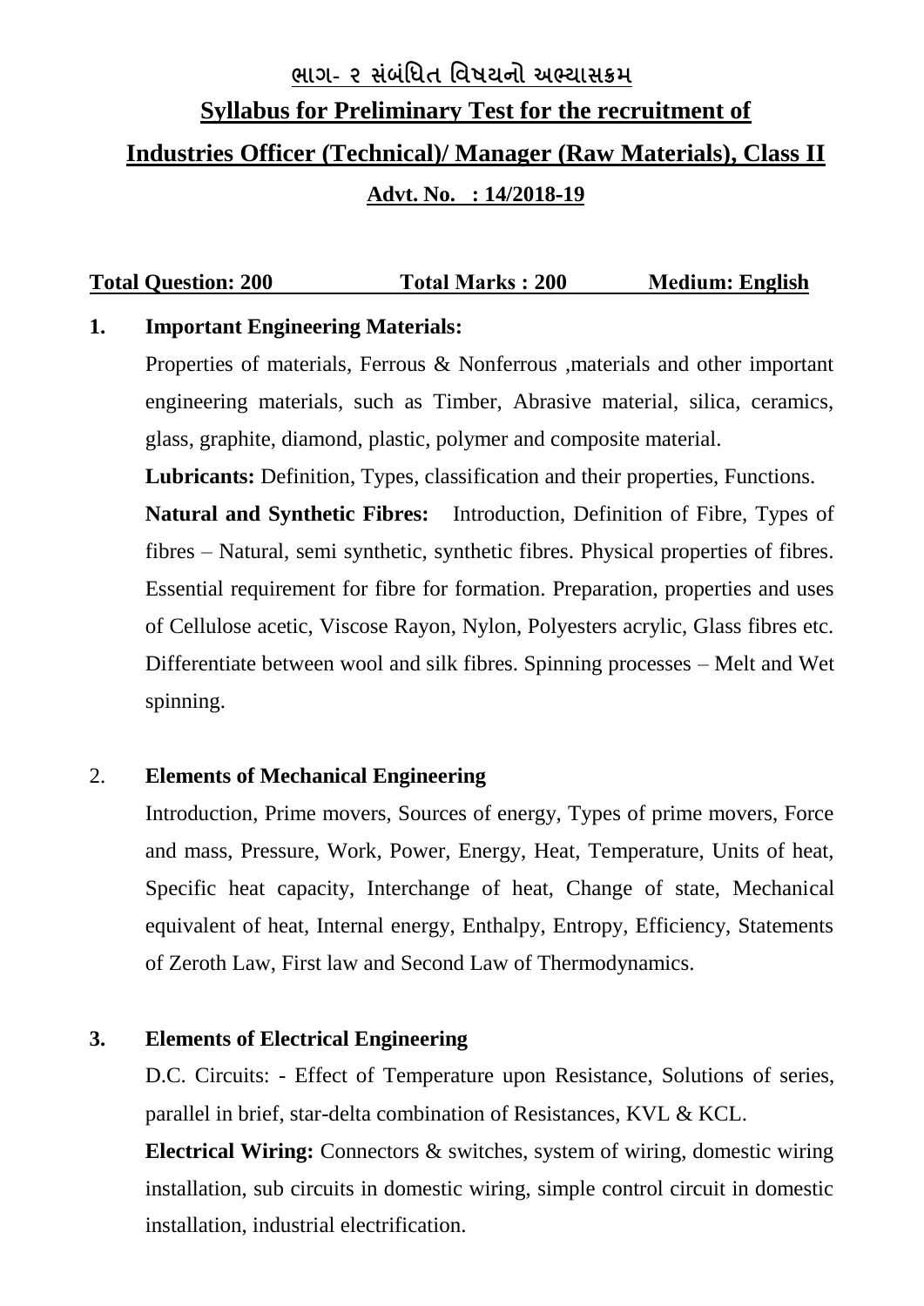## ભાગ- ૨ સંબંધિત વિષયનો અભ્યાસક્રમ

## Syllabus for Preliminary Test for the recruitment of Industries Officer (Technical)/ Manager (Raw Materials), Class II

**Advt. No. : 14/2018-19**

**Total Question: 200 Total Marks : 200 Medium: English**

### 1. Important Engineering Materials:

Properties of materials, Ferrous & Nonferrous ,materials and other important engineering materials, such as Timber, Abrasive material, silica, ceramics, glass, graphite, diamond, plastic, polymer and composite material.

**Lubricants:** Definition, Types, classification and their properties, Functions.

**Natural and Synthetic Fibres:** Introduction, Definition of Fibre, Types of fibres – Natural, semi synthetic, synthetic fibres. Physical properties of fibres. Essential requirement for fibre for formation. Preparation, properties and uses of Cellulose acetic, Viscose Rayon, Nylon, Polyesters acrylic, Glass fibres etc. Differentiate between wool and silk fibres. Spinning processes – Melt and Wet spinning.

### 2. Elements of Mechanical Engineering

Introduction, Prime movers, Sources of energy, Types of prime movers, Force and mass, Pressure, Work, Power, Energy, Heat, Temperature, Units of heat, Specific heat capacity, Interchange of heat, Change of state, Mechanical equivalent of heat, Internal energy, Enthalpy, Entropy, Efficiency, Statements of Zeroth Law, First law and Second Law of Thermodynamics.

### 3. Elements of Electrical Engineering

D.C. Circuits: - Effect of Temperature upon Resistance, Solutions of series, parallel in brief, star-delta combination of Resistances, KVL & KCL.

**Electrical Wiring:** Connectors & switches, system of wiring, domestic wiring installation, sub circuits in domestic wiring, simple control circuit in domestic installation, industrial electrification.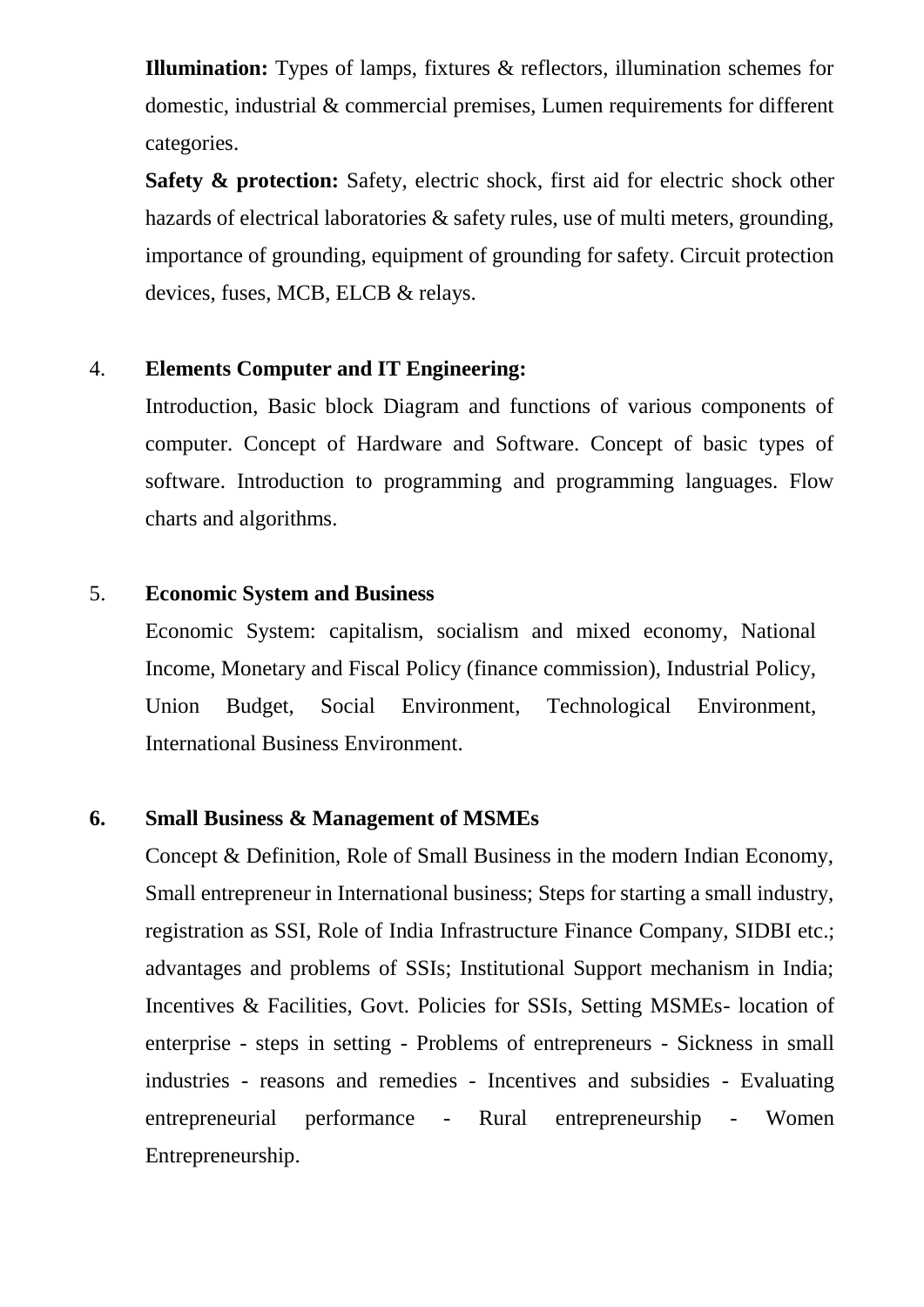**Illumination:** Types of lamps, fixtures & reflectors, illumination schemes for domestic, industrial & commercial premises, Lumen requirements for different categories.

**Safety & protection:** Safety, electric shock, first aid for electric shock other hazards of electrical laboratories & safety rules, use of multi meters, grounding, importance of grounding, equipment of grounding for safety. Circuit protection devices, fuses, MCB, ELCB & relays.

4. **Elements Computer and IT Engineering:**

   Introduction, Basic block Diagram and functions of various components of computer. Concept of Hardware and Software. Concept of basic types of software. Introduction to programming and programming languages. Flow charts and algorithms.

5. **Economic System and Business**

   Economic System: capitalism, socialism and mixed economy, National Income, Monetary and Fiscal Policy (finance commission), Industrial Policy, Union Budget, Social Environment, Technological Environment, International Business Environment.

6. **Small Business & Management of MSMEs**

   Concept & Definition, Role of Small Business in the modern Indian Economy, Small entrepreneur in International business; Steps for starting a small industry, registration as SSI, Role of India Infrastructure Finance Company, SIDBI etc.; advantages and problems of SSIs; Institutional Support mechanism in India; Incentives & Facilities, Govt. Policies for SSIs, Setting MSMEs- location of enterprise - steps in setting - Problems of entrepreneurs - Sickness in small industries - reasons and remedies - Incentives and subsidies - Evaluating entrepreneurial performance - Rural entrepreneurship - Women Entrepreneurship.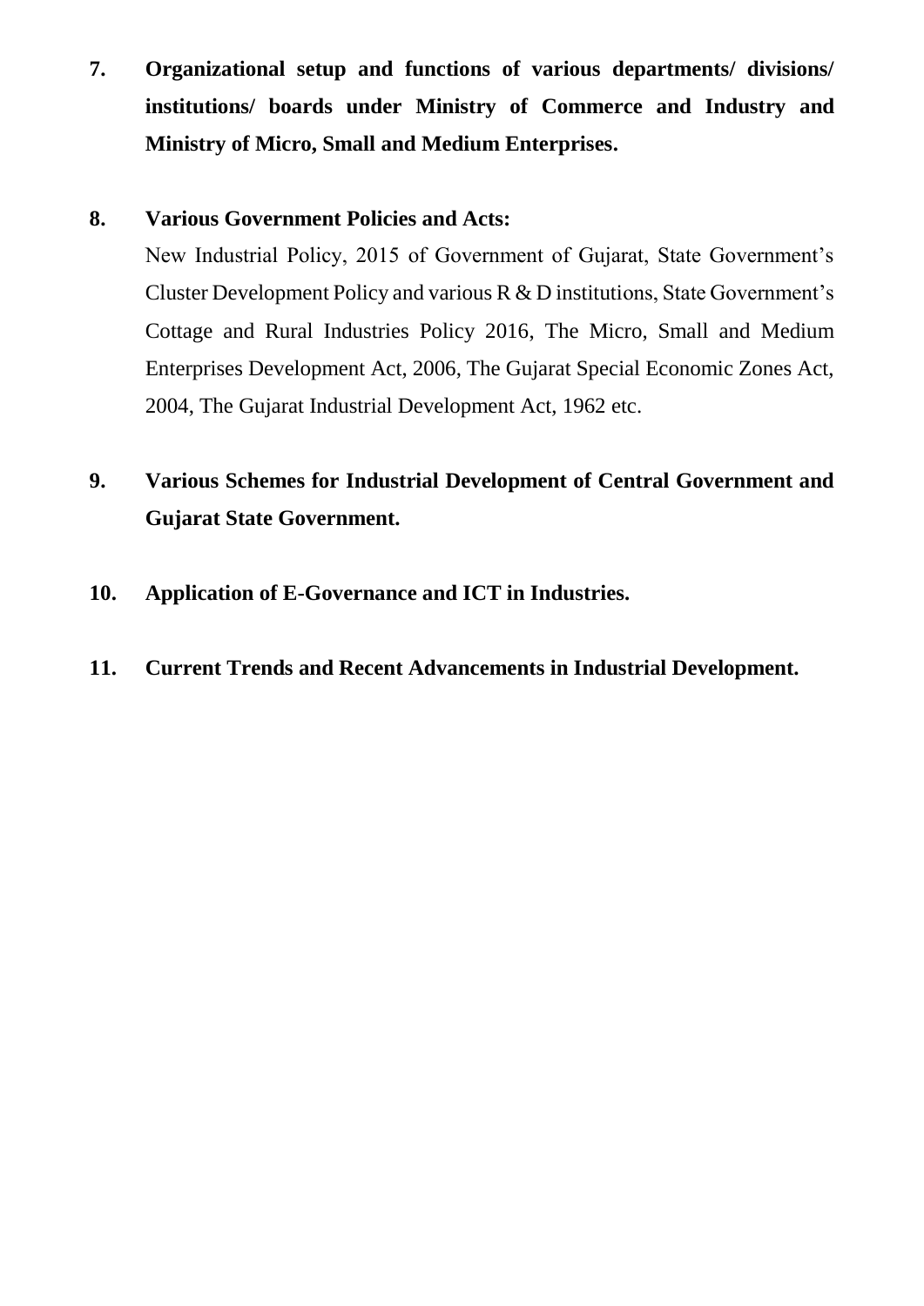7. **Organizational setup and functions of various departments/ divisions/ institutions/ boards under Ministry of Commerce and Industry and Ministry of Micro, Small and Medium Enterprises.**

8. **Various Government Policies and Acts:**

   New Industrial Policy, 2015 of Government of Gujarat, State Government's Cluster Development Policy and various R & D institutions, State Government's Cottage and Rural Industries Policy 2016, The Micro, Small and Medium Enterprises Development Act, 2006, The Gujarat Special Economic Zones Act, 2004, The Gujarat Industrial Development Act, 1962 etc.

9. **Various Schemes for Industrial Development of Central Government and Gujarat State Government.**

10. **Application of E-Governance and ICT in Industries.**

11. **Current Trends and Recent Advancements in Industrial Development.**